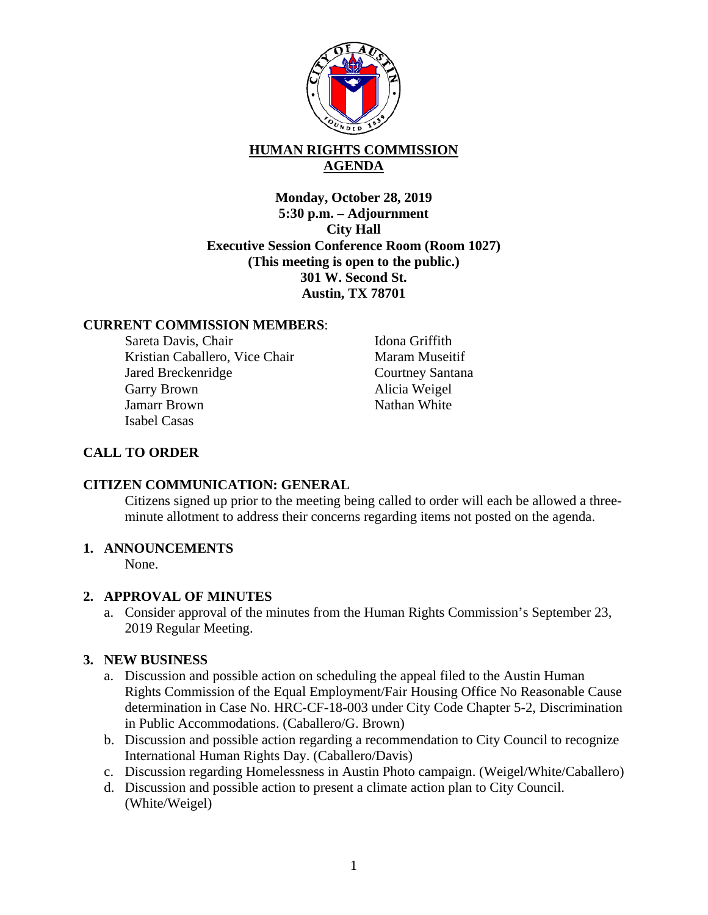# HUMAN RIGHTS COMMISSION AGENDA

**Monday, October 28, 2019**
**5:30 p.m. – Adjournment**
**City Hall**
**Executive Session Conference Room (Room 1027)**
**(This meeting is open to the public.)**
**301 W. Second St.**
**Austin, TX 78701**

## CURRENT COMMISSION MEMBERS:

Sareta Davis, Chair
Kristian Caballero, Vice Chair
Jared Breckenridge
Garry Brown
Jamarr Brown
Isabel Casas
Idona Griffith
Maram Museitif
Courtney Santana
Alicia Weigel
Nathan White

## CALL TO ORDER

## CITIZEN COMMUNICATION: GENERAL

Citizens signed up prior to the meeting being called to order will each be allowed a three-minute allotment to address their concerns regarding items not posted on the agenda.

## 1. ANNOUNCEMENTS

None.

## 2. APPROVAL OF MINUTES

a. Consider approval of the minutes from the Human Rights Commission's September 23, 2019 Regular Meeting.

## 3. NEW BUSINESS

a. Discussion and possible action on scheduling the appeal filed to the Austin Human Rights Commission of the Equal Employment/Fair Housing Office No Reasonable Cause determination in Case No. HRC-CF-18-003 under City Code Chapter 5-2, Discrimination in Public Accommodations. (Caballero/G. Brown)
b. Discussion and possible action regarding a recommendation to City Council to recognize International Human Rights Day. (Caballero/Davis)
c. Discussion regarding Homelessness in Austin Photo campaign. (Weigel/White/Caballero)
d. Discussion and possible action to present a climate action plan to City Council. (White/Weigel)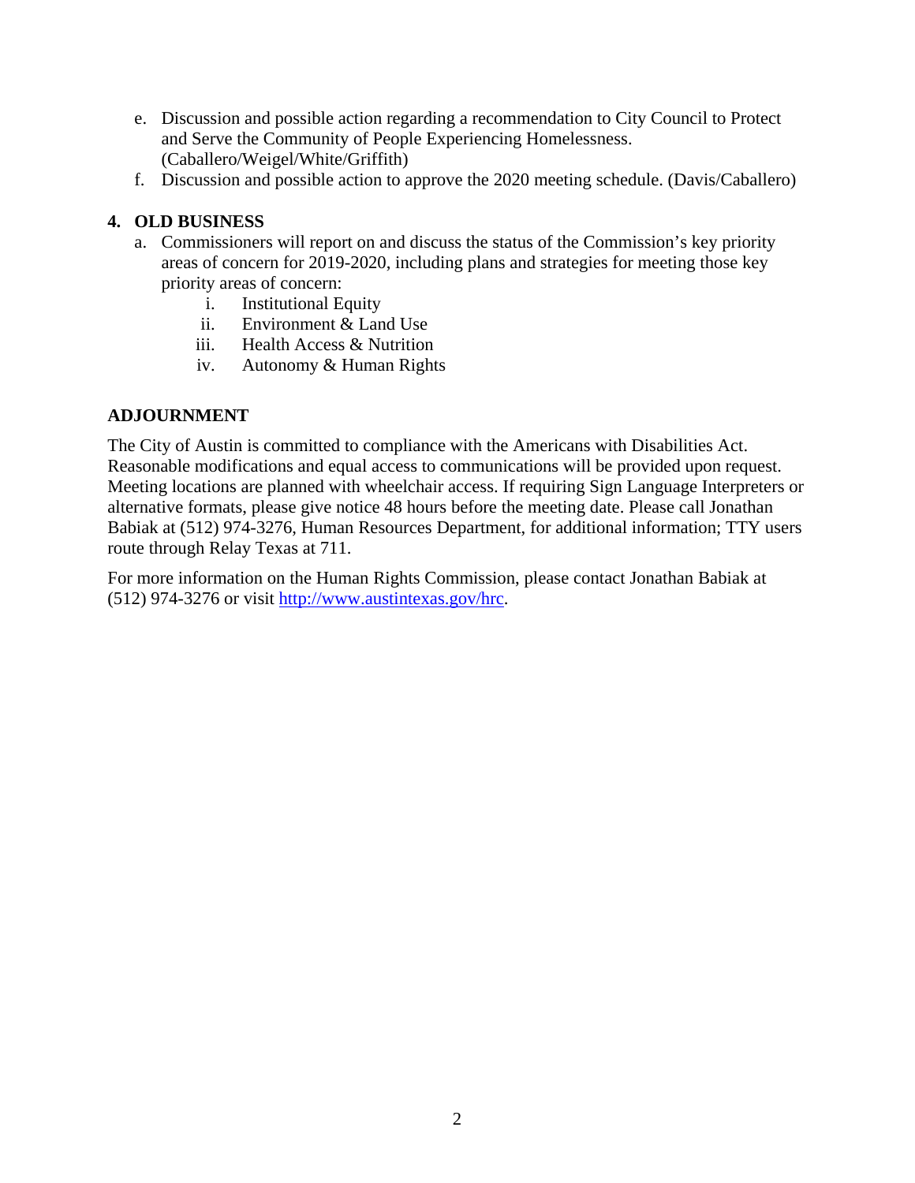e. Discussion and possible action regarding a recommendation to City Council to Protect and Serve the Community of People Experiencing Homelessness. (Caballero/Weigel/White/Griffith)

f. Discussion and possible action to approve the 2020 meeting schedule. (Davis/Caballero)

## 4. OLD BUSINESS

a. Commissioners will report on and discuss the status of the Commission's key priority areas of concern for 2019-2020, including plans and strategies for meeting those key priority areas of concern:

   i. Institutional Equity
   
   ii. Environment & Land Use
   
   iii. Health Access & Nutrition
   
   iv. Autonomy & Human Rights

## ADJOURNMENT

The City of Austin is committed to compliance with the Americans with Disabilities Act. Reasonable modifications and equal access to communications will be provided upon request. Meeting locations are planned with wheelchair access. If requiring Sign Language Interpreters or alternative formats, please give notice 48 hours before the meeting date. Please call Jonathan Babiak at (512) 974-3276, Human Resources Department, for additional information; TTY users route through Relay Texas at 711.

For more information on the Human Rights Commission, please contact Jonathan Babiak at (512) 974-3276 or visit [http://www.austintexas.gov/hrc](http://www.austintexas.gov/hrc).